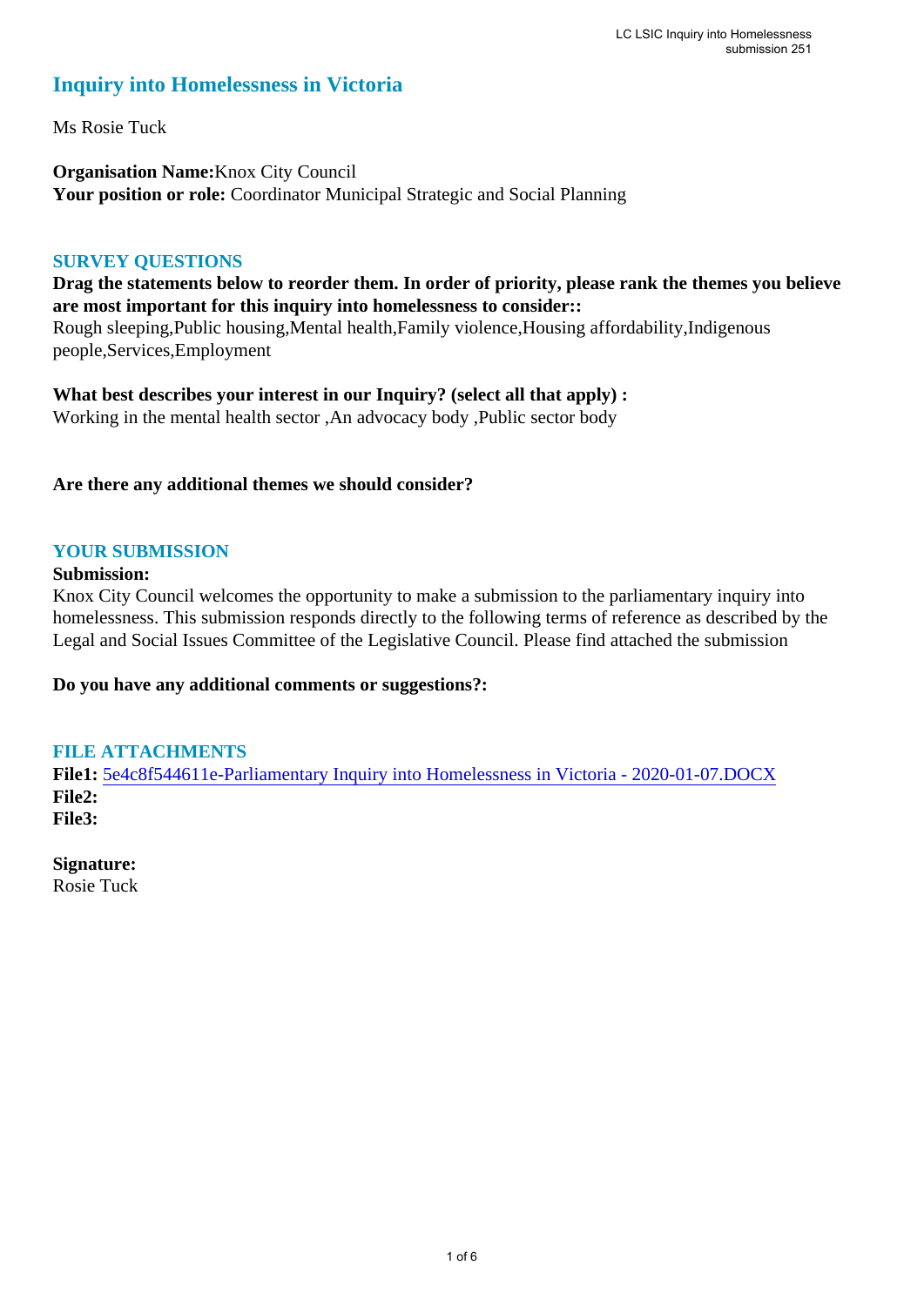# Inquiry into Homelessness in Victoria

Ms Rosie Tuck

**Organisation Name:** Knox City Council
**Your position or role:** Coordinator Municipal Strategic and Social Planning

## SURVEY QUESTIONS

**Drag the statements below to reorder them. In order of priority, please rank the themes you believe are most important for this inquiry into homelessness to consider::**
Rough sleeping,Public housing,Mental health,Family violence,Housing affordability,Indigenous people,Services,Employment

**What best describes your interest in our Inquiry? (select all that apply) :**
Working in the mental health sector ,An advocacy body ,Public sector body

**Are there any additional themes we should consider?**

## YOUR SUBMISSION

**Submission:**
Knox City Council welcomes the opportunity to make a submission to the parliamentary inquiry into homelessness. This submission responds directly to the following terms of reference as described by the Legal and Social Issues Committee of the Legislative Council. Please find attached the submission

**Do you have any additional comments or suggestions?:**

## FILE ATTACHMENTS

**File1:** 5e4c8f544611e-Parliamentary Inquiry into Homelessness in Victoria - 2020-01-07.DOCX
**File2:**
**File3:**

**Signature:**
Rosie Tuck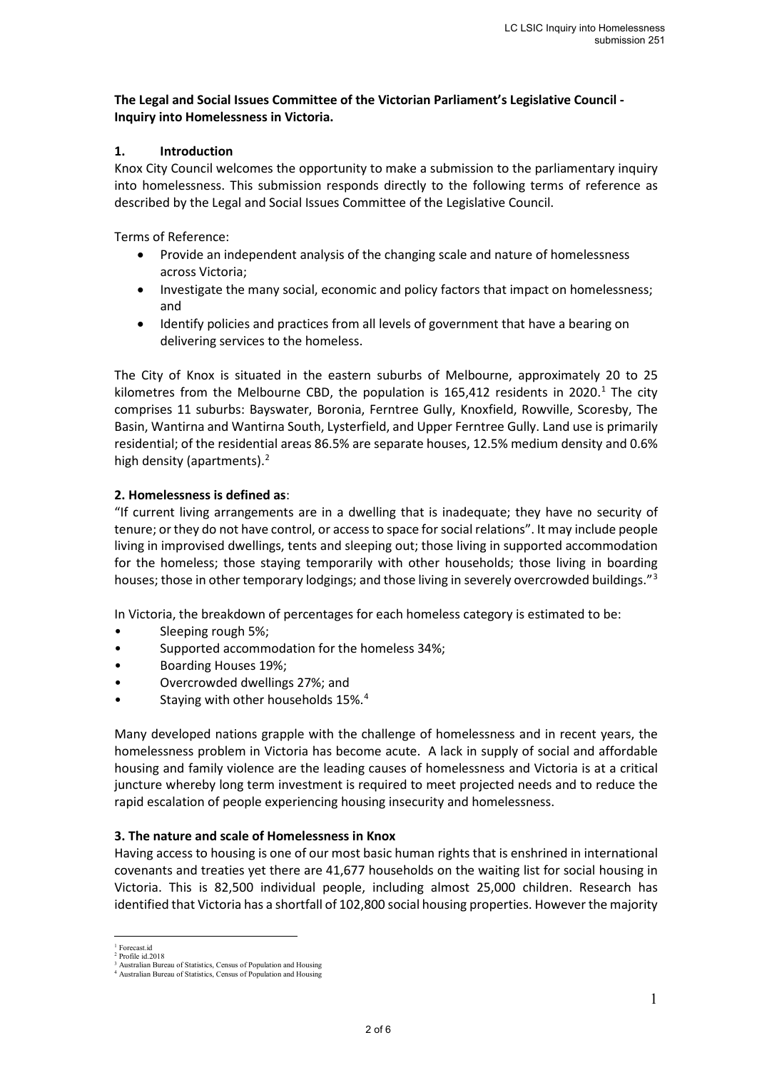**The Legal and Social Issues Committee of the Victorian Parliament's Legislative Council - Inquiry into Homelessness in Victoria.**

## 1. Introduction

Knox City Council welcomes the opportunity to make a submission to the parliamentary inquiry into homelessness. This submission responds directly to the following terms of reference as described by the Legal and Social Issues Committee of the Legislative Council.

Terms of Reference:

- Provide an independent analysis of the changing scale and nature of homelessness across Victoria;
- Investigate the many social, economic and policy factors that impact on homelessness; and
- Identify policies and practices from all levels of government that have a bearing on delivering services to the homeless.

The City of Knox is situated in the eastern suburbs of Melbourne, approximately 20 to 25 kilometres from the Melbourne CBD, the population is 165,412 residents in 2020.[1] The city comprises 11 suburbs: Bayswater, Boronia, Ferntree Gully, Knoxfield, Rowville, Scoresby, The Basin, Wantirna and Wantirna South, Lysterfield, and Upper Ferntree Gully. Land use is primarily residential; of the residential areas 86.5% are separate houses, 12.5% medium density and 0.6% high density (apartments).[2]

## 2. Homelessness is defined as:

"If current living arrangements are in a dwelling that is inadequate; they have no security of tenure; or they do not have control, or access to space for social relations". It may include people living in improvised dwellings, tents and sleeping out; those living in supported accommodation for the homeless; those staying temporarily with other households; those living in boarding houses; those in other temporary lodgings; and those living in severely overcrowded buildings."[3]

In Victoria, the breakdown of percentages for each homeless category is estimated to be:

- Sleeping rough 5%;
- Supported accommodation for the homeless 34%;
- Boarding Houses 19%;
- Overcrowded dwellings 27%; and
- Staying with other households 15%.[4]

Many developed nations grapple with the challenge of homelessness and in recent years, the homelessness problem in Victoria has become acute. A lack in supply of social and affordable housing and family violence are the leading causes of homelessness and Victoria is at a critical juncture whereby long term investment is required to meet projected needs and to reduce the rapid escalation of people experiencing housing insecurity and homelessness.

## 3. The nature and scale of Homelessness in Knox

Having access to housing is one of our most basic human rights that is enshrined in international covenants and treaties yet there are 41,677 households on the waiting list for social housing in Victoria. This is 82,500 individual people, including almost 25,000 children. Research has identified that Victoria has a shortfall of 102,800 social housing properties. However the majority

---

[1] Forecast.id
[2] Profile id.2018
[3] Australian Bureau of Statistics, Census of Population and Housing
[4] Australian Bureau of Statistics, Census of Population and Housing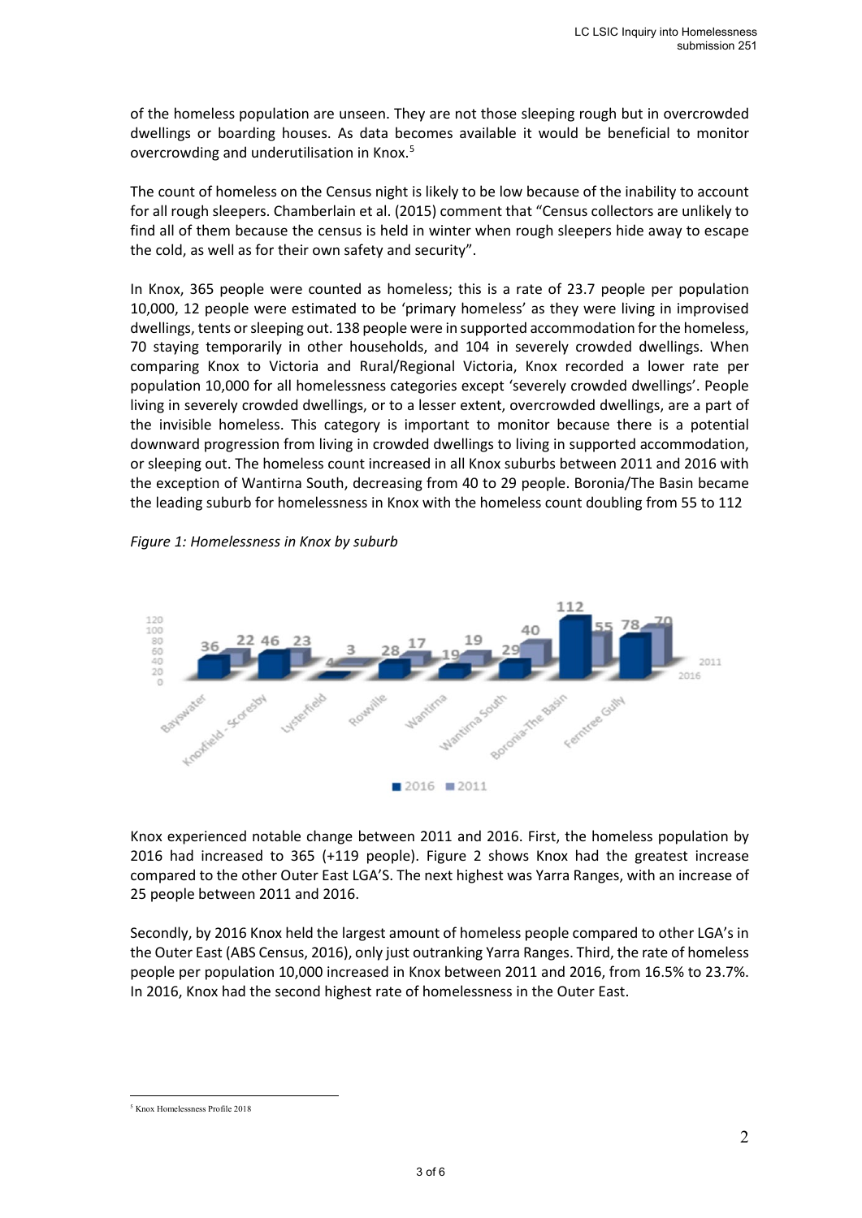of the homeless population are unseen. They are not those sleeping rough but in overcrowded dwellings or boarding houses. As data becomes available it would be beneficial to monitor overcrowding and underutilisation in Knox.[5]

The count of homeless on the Census night is likely to be low because of the inability to account for all rough sleepers. Chamberlain et al. (2015) comment that "Census collectors are unlikely to find all of them because the census is held in winter when rough sleepers hide away to escape the cold, as well as for their own safety and security".

In Knox, 365 people were counted as homeless; this is a rate of 23.7 people per population 10,000, 12 people were estimated to be 'primary homeless' as they were living in improvised dwellings, tents or sleeping out. 138 people were in supported accommodation for the homeless, 70 staying temporarily in other households, and 104 in severely crowded dwellings. When comparing Knox to Victoria and Rural/Regional Victoria, Knox recorded a lower rate per population 10,000 for all homelessness categories except 'severely crowded dwellings'. People living in severely crowded dwellings, or to a lesser extent, overcrowded dwellings, are a part of the invisible homeless. This category is important to monitor because there is a potential downward progression from living in crowded dwellings to living in supported accommodation, or sleeping out. The homeless count increased in all Knox suburbs between 2011 and 2016 with the exception of Wantirna South, decreasing from 40 to 29 people. Boronia/The Basin became the leading suburb for homelessness in Knox with the homeless count doubling from 55 to 112

*Figure 1: Homelessness in Knox by suburb*

| Suburb | 2016 | 2011 |
|---|---|---|
| Bayswater | 36 | 22 |
| Knoxfield - Scoresby | 46 | 23 |
| Lysterfield | 4 | 3 |
| Rowville | 28 | 17 |
| Wantirna | 19 | 19 |
| Wantirna South | 29 | 40 |
| Boronia-The Basin | 112 | 55 |
| Ferntree Gully | 78 | 70 |

Knox experienced notable change between 2011 and 2016. First, the homeless population by 2016 had increased to 365 (+119 people). Figure 2 shows Knox had the greatest increase compared to the other Outer East LGA'S. The next highest was Yarra Ranges, with an increase of 25 people between 2011 and 2016.

Secondly, by 2016 Knox held the largest amount of homeless people compared to other LGA's in the Outer East (ABS Census, 2016), only just outranking Yarra Ranges. Third, the rate of homeless people per population 10,000 increased in Knox between 2011 and 2016, from 16.5% to 23.7%. In 2016, Knox had the second highest rate of homelessness in the Outer East.

[5] Knox Homelessness Profile 2018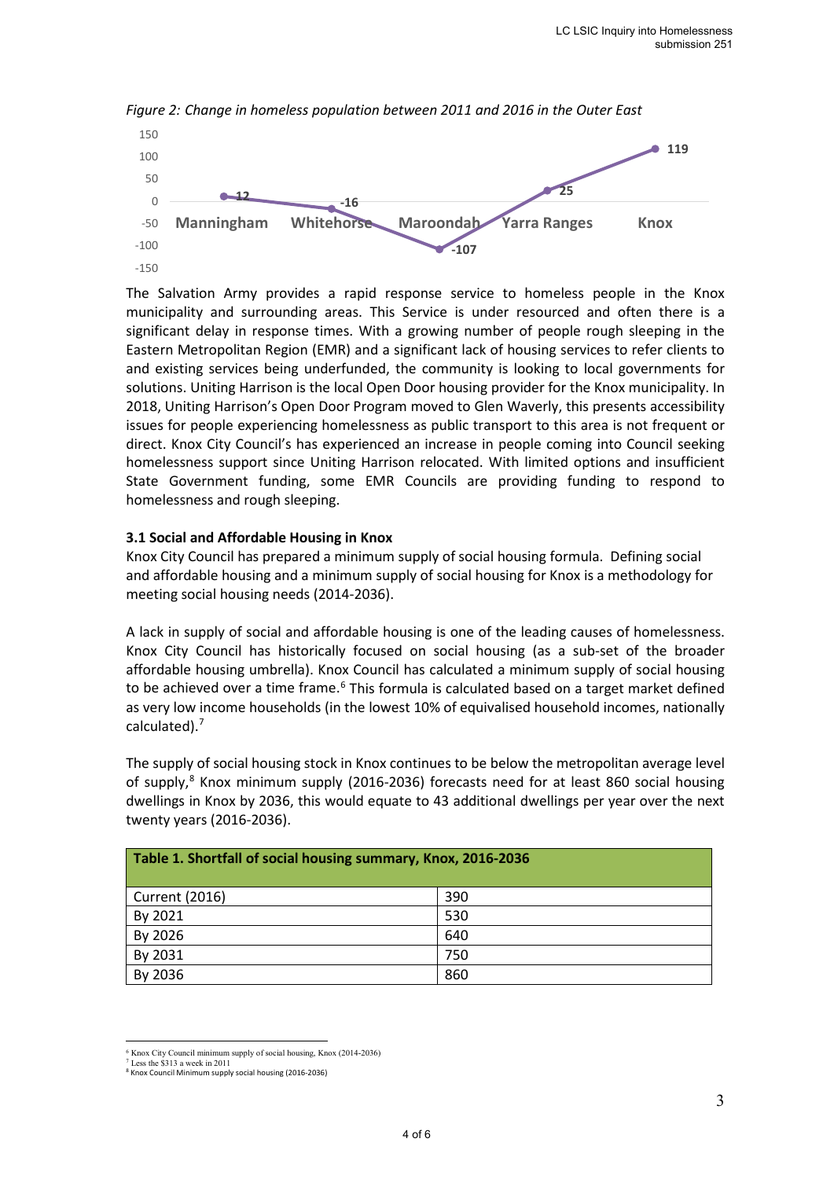*Figure 2: Change in homeless population between 2011 and 2016 in the Outer East*

| Manningham | Whitehorse | Maroondah | Yarra Ranges | Knox |
|---|---|---|---|---|
| 12 | -16 | -107 | 25 | 119 |

The Salvation Army provides a rapid response service to homeless people in the Knox municipality and surrounding areas. This Service is under resourced and often there is a significant delay in response times. With a growing number of people rough sleeping in the Eastern Metropolitan Region (EMR) and a significant lack of housing services to refer clients to and existing services being underfunded, the community is looking to local governments for solutions. Uniting Harrison is the local Open Door housing provider for the Knox municipality. In 2018, Uniting Harrison's Open Door Program moved to Glen Waverly, this presents accessibility issues for people experiencing homelessness as public transport to this area is not frequent or direct. Knox City Council's has experienced an increase in people coming into Council seeking homelessness support since Uniting Harrison relocated. With limited options and insufficient State Government funding, some EMR Councils are providing funding to respond to homelessness and rough sleeping.

### 3.1 Social and Affordable Housing in Knox

Knox City Council has prepared a minimum supply of social housing formula. Defining social and affordable housing and a minimum supply of social housing for Knox is a methodology for meeting social housing needs (2014-2036).

A lack in supply of social and affordable housing is one of the leading causes of homelessness. Knox City Council has historically focused on social housing (as a sub-set of the broader affordable housing umbrella). Knox Council has calculated a minimum supply of social housing to be achieved over a time frame.[6] This formula is calculated based on a target market defined as very low income households (in the lowest 10% of equivalised household incomes, nationally calculated).[7]

The supply of social housing stock in Knox continues to be below the metropolitan average level of supply,[8] Knox minimum supply (2016-2036) forecasts need for at least 860 social housing dwellings in Knox by 2036, this would equate to 43 additional dwellings per year over the next twenty years (2016-2036).

| Table 1. Shortfall of social housing summary, Knox, 2016-2036 | |
|---|---|
| Current (2016) | 390 |
| By 2021 | 530 |
| By 2026 | 640 |
| By 2031 | 750 |
| By 2036 | 860 |

[6] Knox City Council minimum supply of social housing, Knox (2014-2036)
[7] Less the $313 a week in 2011
[8] Knox Council Minimum supply social housing (2016-2036)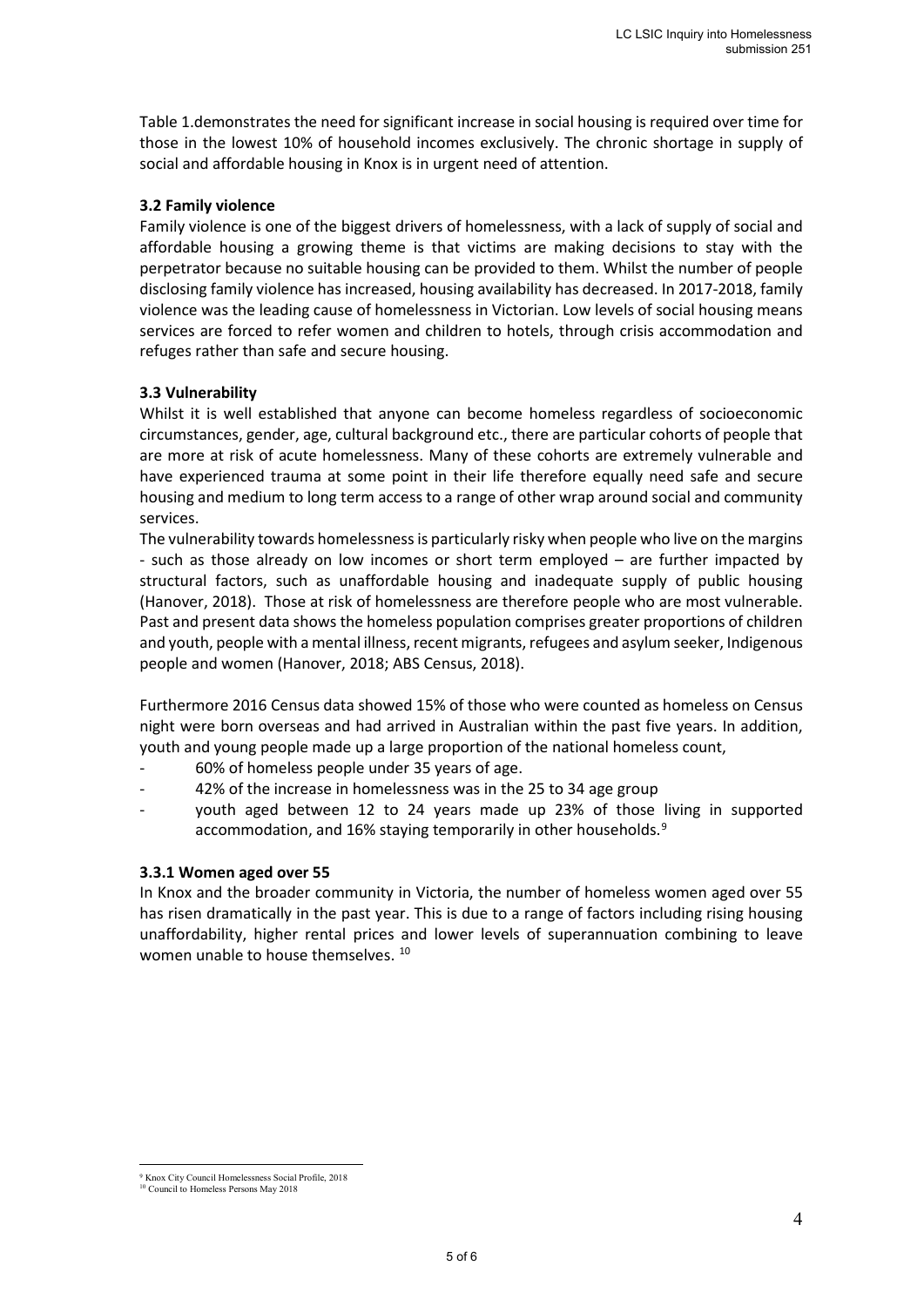Table 1.demonstrates the need for significant increase in social housing is required over time for those in the lowest 10% of household incomes exclusively. The chronic shortage in supply of social and affordable housing in Knox is in urgent need of attention.

### 3.2 Family violence

Family violence is one of the biggest drivers of homelessness, with a lack of supply of social and affordable housing a growing theme is that victims are making decisions to stay with the perpetrator because no suitable housing can be provided to them. Whilst the number of people disclosing family violence has increased, housing availability has decreased. In 2017-2018, family violence was the leading cause of homelessness in Victorian. Low levels of social housing means services are forced to refer women and children to hotels, through crisis accommodation and refuges rather than safe and secure housing.

### 3.3 Vulnerability

Whilst it is well established that anyone can become homeless regardless of socioeconomic circumstances, gender, age, cultural background etc., there are particular cohorts of people that are more at risk of acute homelessness. Many of these cohorts are extremely vulnerable and have experienced trauma at some point in their life therefore equally need safe and secure housing and medium to long term access to a range of other wrap around social and community services.

The vulnerability towards homelessness is particularly risky when people who live on the margins - such as those already on low incomes or short term employed – are further impacted by structural factors, such as unaffordable housing and inadequate supply of public housing (Hanover, 2018). Those at risk of homelessness are therefore people who are most vulnerable. Past and present data shows the homeless population comprises greater proportions of children and youth, people with a mental illness, recent migrants, refugees and asylum seeker, Indigenous people and women (Hanover, 2018; ABS Census, 2018).

Furthermore 2016 Census data showed 15% of those who were counted as homeless on Census night were born overseas and had arrived in Australian within the past five years. In addition, youth and young people made up a large proportion of the national homeless count,

- 60% of homeless people under 35 years of age.
- 42% of the increase in homelessness was in the 25 to 34 age group
- youth aged between 12 to 24 years made up 23% of those living in supported accommodation, and 16% staying temporarily in other households.[9]

#### 3.3.1 Women aged over 55

In Knox and the broader community in Victoria, the number of homeless women aged over 55 has risen dramatically in the past year. This is due to a range of factors including rising housing unaffordability, higher rental prices and lower levels of superannuation combining to leave women unable to house themselves. [10]

---

[9] Knox City Council Homelessness Social Profile, 2018

[10] Council to Homeless Persons May 2018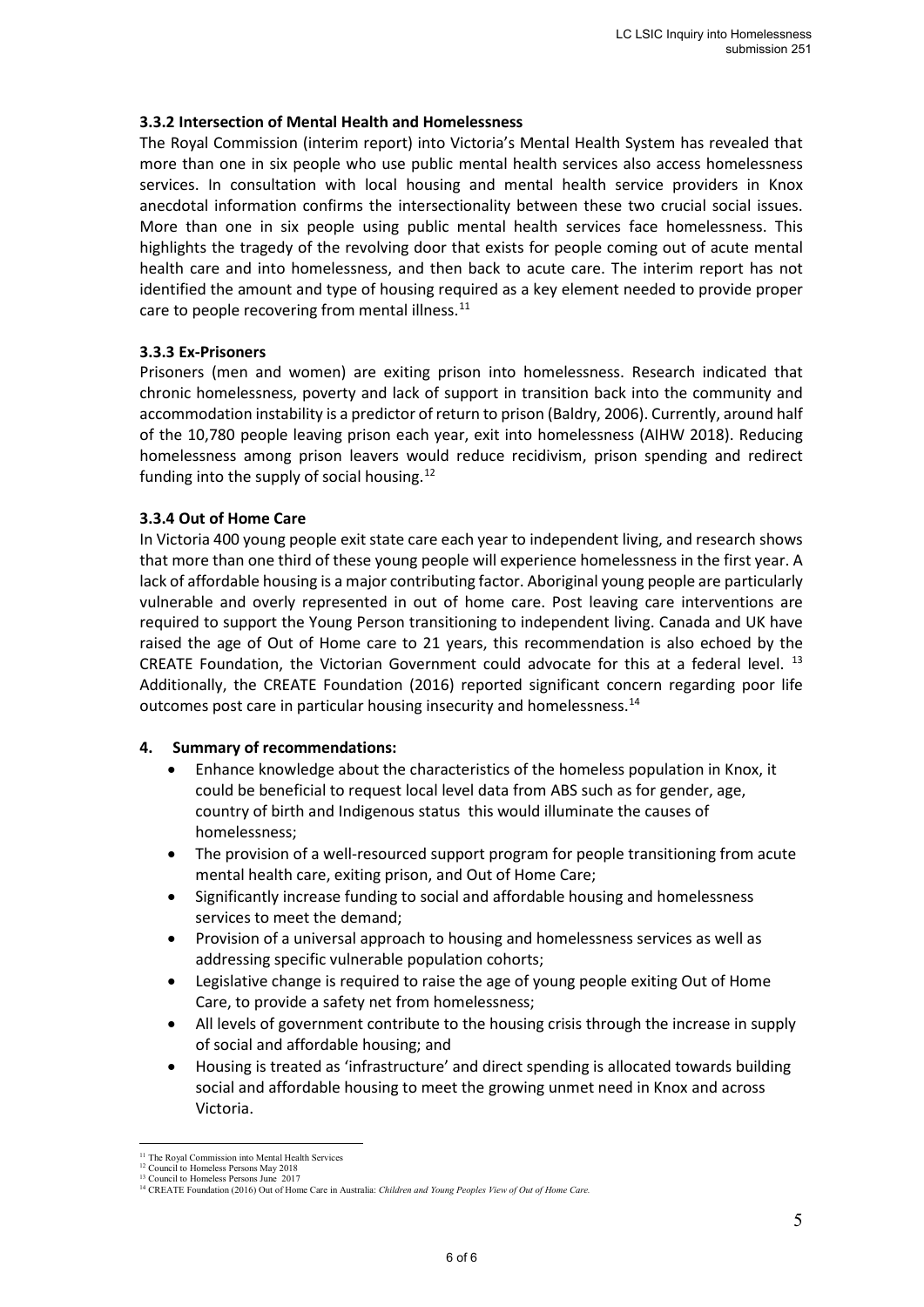### 3.3.2 Intersection of Mental Health and Homelessness

The Royal Commission (interim report) into Victoria's Mental Health System has revealed that more than one in six people who use public mental health services also access homelessness services. In consultation with local housing and mental health service providers in Knox anecdotal information confirms the intersectionality between these two crucial social issues. More than one in six people using public mental health services face homelessness. This highlights the tragedy of the revolving door that exists for people coming out of acute mental health care and into homelessness, and then back to acute care. The interim report has not identified the amount and type of housing required as a key element needed to provide proper care to people recovering from mental illness.[11]

### 3.3.3 Ex-Prisoners

Prisoners (men and women) are exiting prison into homelessness. Research indicated that chronic homelessness, poverty and lack of support in transition back into the community and accommodation instability is a predictor of return to prison (Baldry, 2006). Currently, around half of the 10,780 people leaving prison each year, exit into homelessness (AIHW 2018). Reducing homelessness among prison leavers would reduce recidivism, prison spending and redirect funding into the supply of social housing.[12]

### 3.3.4 Out of Home Care

In Victoria 400 young people exit state care each year to independent living, and research shows that more than one third of these young people will experience homelessness in the first year. A lack of affordable housing is a major contributing factor. Aboriginal young people are particularly vulnerable and overly represented in out of home care. Post leaving care interventions are required to support the Young Person transitioning to independent living. Canada and UK have raised the age of Out of Home care to 21 years, this recommendation is also echoed by the CREATE Foundation, the Victorian Government could advocate for this at a federal level. [13] Additionally, the CREATE Foundation (2016) reported significant concern regarding poor life outcomes post care in particular housing insecurity and homelessness.[14]

## 4. Summary of recommendations:

- Enhance knowledge about the characteristics of the homeless population in Knox, it could be beneficial to request local level data from ABS such as for gender, age, country of birth and Indigenous status this would illuminate the causes of homelessness;
- The provision of a well-resourced support program for people transitioning from acute mental health care, exiting prison, and Out of Home Care;
- Significantly increase funding to social and affordable housing and homelessness services to meet the demand;
- Provision of a universal approach to housing and homelessness services as well as addressing specific vulnerable population cohorts;
- Legislative change is required to raise the age of young people exiting Out of Home Care, to provide a safety net from homelessness;
- All levels of government contribute to the housing crisis through the increase in supply of social and affordable housing; and
- Housing is treated as 'infrastructure' and direct spending is allocated towards building social and affordable housing to meet the growing unmet need in Knox and across Victoria.

---

[11] The Royal Commission into Mental Health Services
[12] Council to Homeless Persons May 2018
[13] Council to Homeless Persons June 2017
[14] CREATE Foundation (2016) Out of Home Care in Australia: *Children and Young Peoples View of Out of Home Care.*